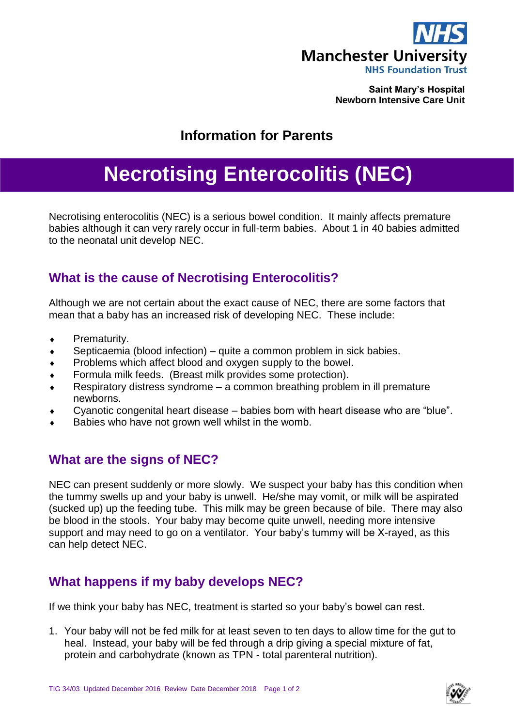Manchester University
NHS Foundation Trust

**Saint Mary's Hospital**
**Newborn Intensive Care Unit**

## Information for Parents

# Necrotising Enterocolitis (NEC)

Necrotising enterocolitis (NEC) is a serious bowel condition. It mainly affects premature babies although it can very rarely occur in full-term babies. About 1 in 40 babies admitted to the neonatal unit develop NEC.

## What is the cause of Necrotising Enterocolitis?

Although we are not certain about the exact cause of NEC, there are some factors that mean that a baby has an increased risk of developing NEC. These include:

- Prematurity.
- Septicaemia (blood infection) – quite a common problem in sick babies.
- Problems which affect blood and oxygen supply to the bowel.
- Formula milk feeds. (Breast milk provides some protection).
- Respiratory distress syndrome – a common breathing problem in ill premature newborns.
- Cyanotic congenital heart disease – babies born with heart disease who are "blue".
- Babies who have not grown well whilst in the womb.

## What are the signs of NEC?

NEC can present suddenly or more slowly. We suspect your baby has this condition when the tummy swells up and your baby is unwell. He/she may vomit, or milk will be aspirated (sucked up) up the feeding tube. This milk may be green because of bile. There may also be blood in the stools. Your baby may become quite unwell, needing more intensive support and may need to go on a ventilator. Your baby's tummy will be X-rayed, as this can help detect NEC.

## What happens if my baby develops NEC?

If we think your baby has NEC, treatment is started so your baby's bowel can rest.

1. Your baby will not be fed milk for at least seven to ten days to allow time for the gut to heal. Instead, your baby will be fed through a drip giving a special mixture of fat, protein and carbohydrate (known as TPN - total parenteral nutrition).

TIG 34/03 Updated December 2016 Review Date December 2018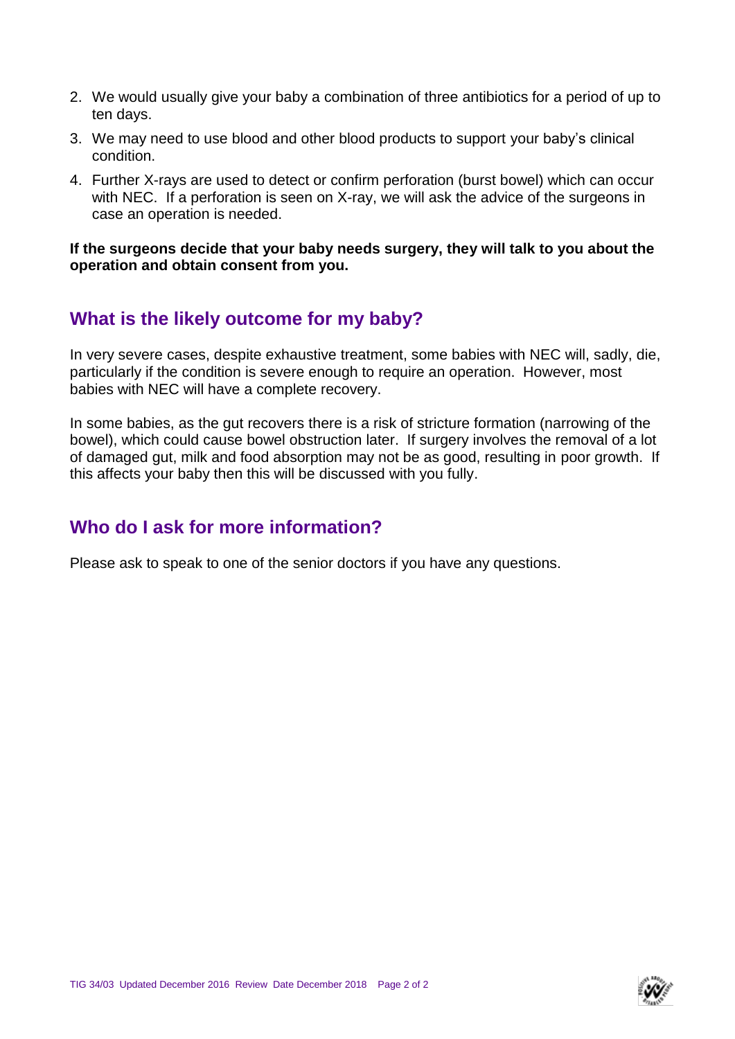2. We would usually give your baby a combination of three antibiotics for a period of up to ten days.
3. We may need to use blood and other blood products to support your baby's clinical condition.
4. Further X-rays are used to detect or confirm perforation (burst bowel) which can occur with NEC. If a perforation is seen on X-ray, we will ask the advice of the surgeons in case an operation is needed.

**If the surgeons decide that your baby needs surgery, they will talk to you about the operation and obtain consent from you.**

## What is the likely outcome for my baby?

In very severe cases, despite exhaustive treatment, some babies with NEC will, sadly, die, particularly if the condition is severe enough to require an operation. However, most babies with NEC will have a complete recovery.

In some babies, as the gut recovers there is a risk of stricture formation (narrowing of the bowel), which could cause bowel obstruction later. If surgery involves the removal of a lot of damaged gut, milk and food absorption may not be as good, resulting in poor growth. If this affects your baby then this will be discussed with you fully.

## Who do I ask for more information?

Please ask to speak to one of the senior doctors if you have any questions.

TIG 34/03 Updated December 2016 Review Date December 2018